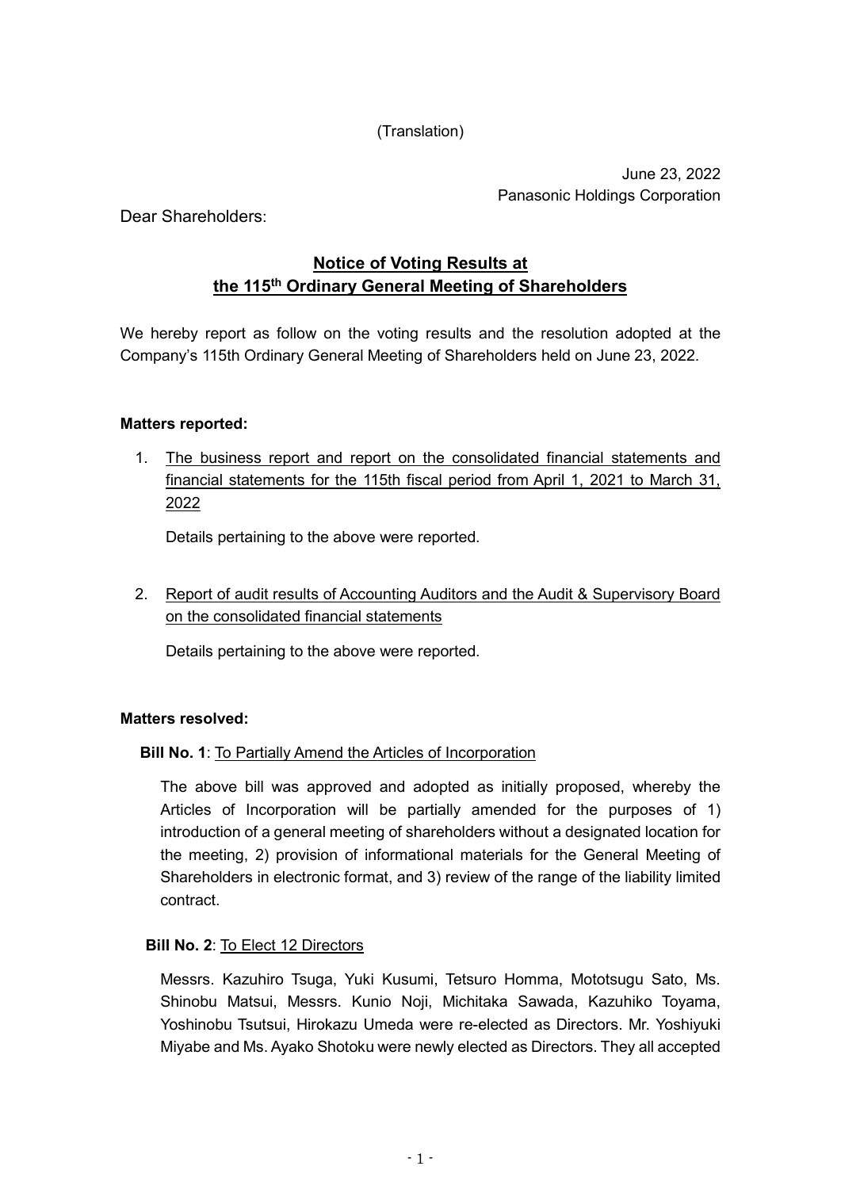(Translation)

June 23, 2022
Panasonic Holdings Corporation

Dear Shareholders:

# Notice of Voting Results at the 115th Ordinary General Meeting of Shareholders

We hereby report as follow on the voting results and the resolution adopted at the Company's 115th Ordinary General Meeting of Shareholders held on June 23, 2022.

**Matters reported:**

1. The business report and report on the consolidated financial statements and financial statements for the 115th fiscal period from April 1, 2021 to March 31, 2022

   Details pertaining to the above were reported.

2. Report of audit results of Accounting Auditors and the Audit & Supervisory Board on the consolidated financial statements

   Details pertaining to the above were reported.

**Matters resolved:**

**Bill No. 1**: To Partially Amend the Articles of Incorporation

The above bill was approved and adopted as initially proposed, whereby the Articles of Incorporation will be partially amended for the purposes of 1) introduction of a general meeting of shareholders without a designated location for the meeting, 2) provision of informational materials for the General Meeting of Shareholders in electronic format, and 3) review of the range of the liability limited contract.

**Bill No. 2**: To Elect 12 Directors

Messrs. Kazuhiro Tsuga, Yuki Kusumi, Tetsuro Homma, Mototsugu Sato, Ms. Shinobu Matsui, Messrs. Kunio Noji, Michitaka Sawada, Kazuhiko Toyama, Yoshinobu Tsutsui, Hirokazu Umeda were re-elected as Directors. Mr. Yoshiyuki Miyabe and Ms. Ayako Shotoku were newly elected as Directors. They all accepted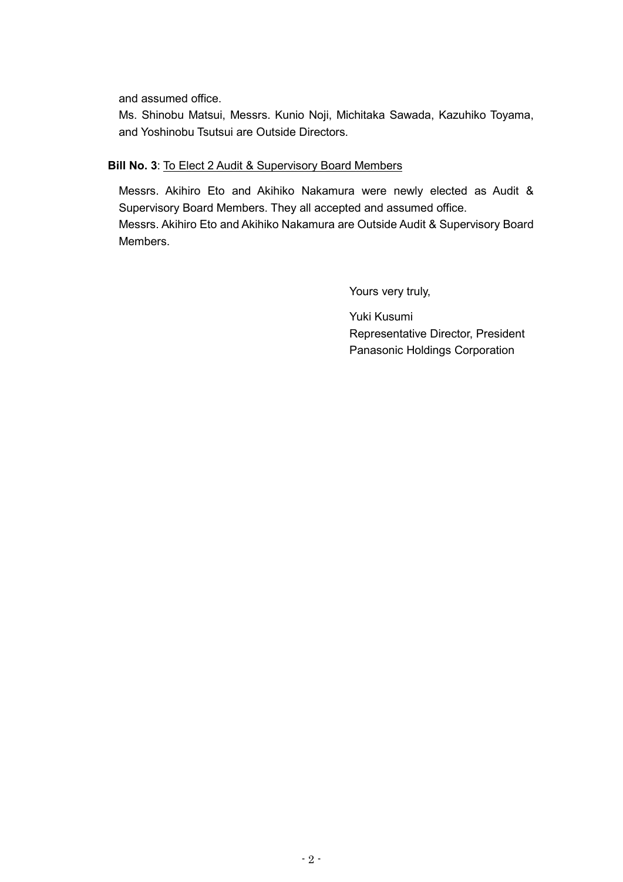and assumed office.

Ms. Shinobu Matsui, Messrs. Kunio Noji, Michitaka Sawada, Kazuhiko Toyama, and Yoshinobu Tsutsui are Outside Directors.

**Bill No. 3**: To Elect 2 Audit & Supervisory Board Members

Messrs. Akihiro Eto and Akihiko Nakamura were newly elected as Audit & Supervisory Board Members. They all accepted and assumed office.

Messrs. Akihiro Eto and Akihiko Nakamura are Outside Audit & Supervisory Board Members.

Yours very truly,

Yuki Kusumi
Representative Director, President
Panasonic Holdings Corporation